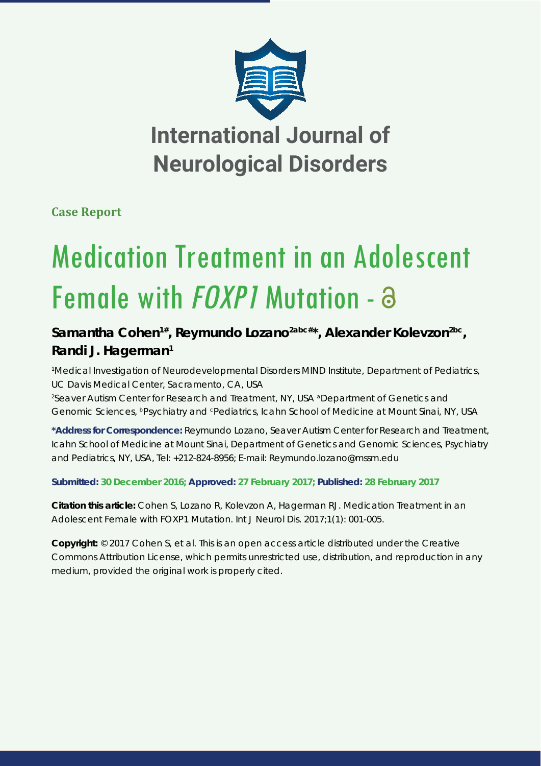# International Journal of Neurological Disorders

**Case Report**

# Medication Treatment in an Adolescent Female with *FOXP1* Mutation

**Samantha Cohen[1#], Reymundo Lozano[2abc#*], Alexander Kolevzon[2bc], Randi J. Hagerman[1]**

[1]Medical Investigation of Neurodevelopmental Disorders MIND Institute, Department of Pediatrics, UC Davis Medical Center, Sacramento, CA, USA

[2]Seaver Autism Center for Research and Treatment, NY, USA [a]Department of Genetics and Genomic Sciences, [b]Psychiatry and [c]Pediatrics, Icahn School of Medicine at Mount Sinai, NY, USA

**\*Address for Correspondence:** Reymundo Lozano, Seaver Autism Center for Research and Treatment, Icahn School of Medicine at Mount Sinai, Department of Genetics and Genomic Sciences, Psychiatry and Pediatrics, NY, USA, Tel: +212-824-8956; E-mail: Reymundo.lozano@mssm.edu

**Submitted: 30 December 2016; Approved: 27 February 2017; Published: 28 February 2017**

**Citation this article:** Cohen S, Lozano R, Kolevzon A, Hagerman RJ. Medication Treatment in an Adolescent Female with FOXP1 Mutation. Int J Neurol Dis. 2017;1(1): 001-005.

**Copyright:** © 2017 Cohen S, et al. This is an open access article distributed under the Creative Commons Attribution License, which permits unrestricted use, distribution, and reproduction in any medium, provided the original work is properly cited.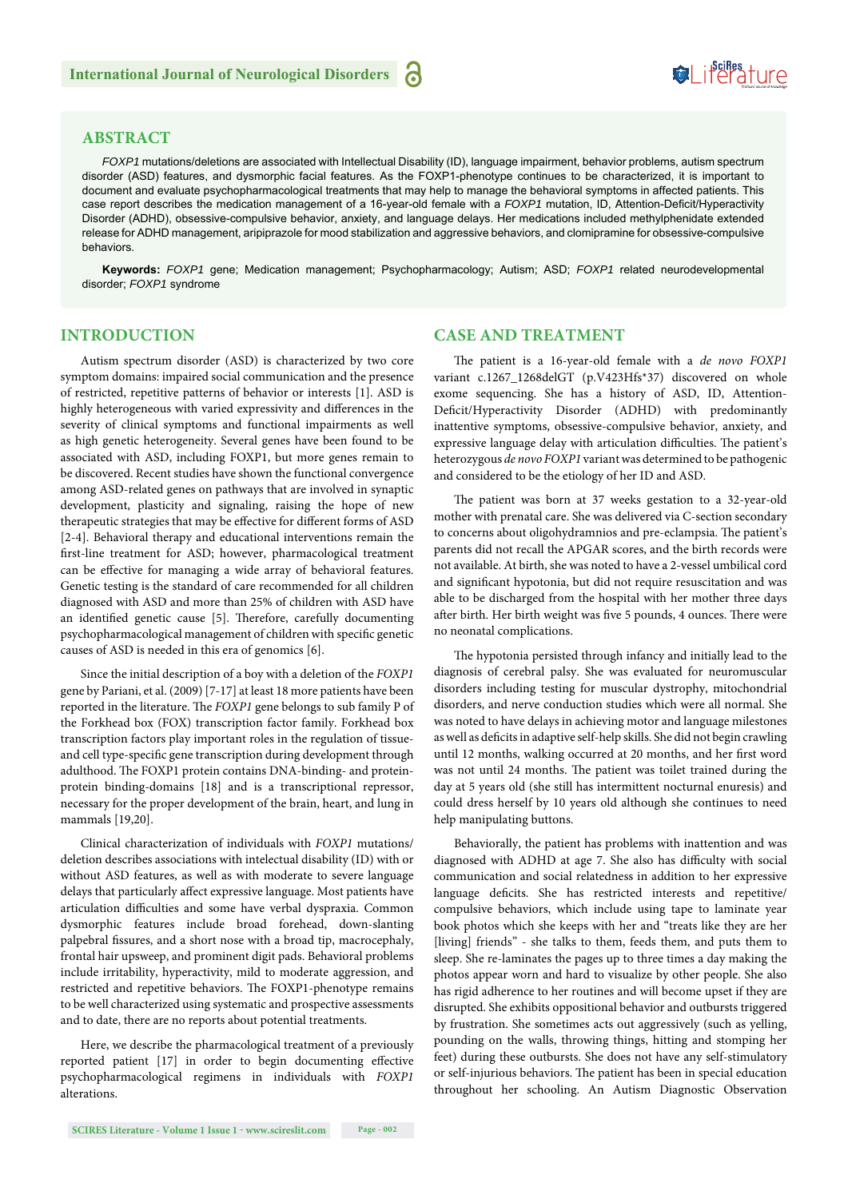## ABSTRACT

*FOXP1* mutations/deletions are associated with Intellectual Disability (ID), language impairment, behavior problems, autism spectrum disorder (ASD) features, and dysmorphic facial features. As the FOXP1-phenotype continues to be characterized, it is important to document and evaluate psychopharmacological treatments that may help to manage the behavioral symptoms in affected patients. This case report describes the medication management of a 16-year-old female with a *FOXP1* mutation, ID, Attention-Deficit/Hyperactivity Disorder (ADHD), obsessive-compulsive behavior, anxiety, and language delays. Her medications included methylphenidate extended release for ADHD management, aripiprazole for mood stabilization and aggressive behaviors, and clomipramine for obsessive-compulsive behaviors.

**Keywords:** *FOXP1* gene; Medication management; Psychopharmacology; Autism; ASD; *FOXP1* related neurodevelopmental disorder; *FOXP1* syndrome

## INTRODUCTION

Autism spectrum disorder (ASD) is characterized by two core symptom domains: impaired social communication and the presence of restricted, repetitive patterns of behavior or interests [1]. ASD is highly heterogeneous with varied expressivity and differences in the severity of clinical symptoms and functional impairments as well as high genetic heterogeneity. Several genes have been found to be associated with ASD, including FOXP1, but more genes remain to be discovered. Recent studies have shown the functional convergence among ASD-related genes on pathways that are involved in synaptic development, plasticity and signaling, raising the hope of new therapeutic strategies that may be effective for different forms of ASD [2-4]. Behavioral therapy and educational interventions remain the first-line treatment for ASD; however, pharmacological treatment can be effective for managing a wide array of behavioral features. Genetic testing is the standard of care recommended for all children diagnosed with ASD and more than 25% of children with ASD have an identified genetic cause [5]. Therefore, carefully documenting psychopharmacological management of children with specific genetic causes of ASD is needed in this era of genomics [6].

Since the initial description of a boy with a deletion of the *FOXP1* gene by Pariani, et al. (2009) [7-17] at least 18 more patients have been reported in the literature. The *FOXP1* gene belongs to sub family P of the Forkhead box (FOX) transcription factor family. Forkhead box transcription factors play important roles in the regulation of tissue- and cell type-specific gene transcription during development through adulthood. The FOXP1 protein contains DNA-binding- and protein-protein binding-domains [18] and is a transcriptional repressor, necessary for the proper development of the brain, heart, and lung in mammals [19,20].

Clinical characterization of individuals with *FOXP1* mutations/deletion describes associations with intelectual disability (ID) with or without ASD features, as well as with moderate to severe language delays that particularly affect expressive language. Most patients have articulation difficulties and some have verbal dyspraxia. Common dysmorphic features include broad forehead, down-slanting palpebral fissures, and a short nose with a broad tip, macrocephaly, frontal hair upsweep, and prominent digit pads. Behavioral problems include irritability, hyperactivity, mild to moderate aggression, and restricted and repetitive behaviors. The FOXP1-phenotype remains to be well characterized using systematic and prospective assessments and to date, there are no reports about potential treatments.

Here, we describe the pharmacological treatment of a previously reported patient [17] in order to begin documenting effective psychopharmacological regimens in individuals with *FOXP1* alterations.

## CASE AND TREATMENT

The patient is a 16-year-old female with a *de novo FOXP1* variant c.1267_1268delGT (p.V423Hfs*37) discovered on whole exome sequencing. She has a history of ASD, ID, Attention-Deficit/Hyperactivity Disorder (ADHD) with predominantly inattentive symptoms, obsessive-compulsive behavior, anxiety, and expressive language delay with articulation difficulties. The patient's heterozygous *de novo FOXP1* variant was determined to be pathogenic and considered to be the etiology of her ID and ASD.

The patient was born at 37 weeks gestation to a 32-year-old mother with prenatal care. She was delivered via C-section secondary to concerns about oligohydramnios and pre-eclampsia. The patient's parents did not recall the APGAR scores, and the birth records were not available. At birth, she was noted to have a 2-vessel umbilical cord and significant hypotonia, but did not require resuscitation and was able to be discharged from the hospital with her mother three days after birth. Her birth weight was five 5 pounds, 4 ounces. There were no neonatal complications.

The hypotonia persisted through infancy and initially lead to the diagnosis of cerebral palsy. She was evaluated for neuromuscular disorders including testing for muscular dystrophy, mitochondrial disorders, and nerve conduction studies which were all normal. She was noted to have delays in achieving motor and language milestones as well as deficits in adaptive self-help skills. She did not begin crawling until 12 months, walking occurred at 20 months, and her first word was not until 24 months. The patient was toilet trained during the day at 5 years old (she still has intermittent nocturnal enuresis) and could dress herself by 10 years old although she continues to need help manipulating buttons.

Behaviorally, the patient has problems with inattention and was diagnosed with ADHD at age 7. She also has difficulty with social communication and social relatedness in addition to her expressive language deficits. She has restricted interests and repetitive/compulsive behaviors, which include using tape to laminate year book photos which she keeps with her and "treats like they are her [living] friends" - she talks to them, feeds them, and puts them to sleep. She re-laminates the pages up to three times a day making the photos appear worn and hard to visualize by other people. She also has rigid adherence to her routines and will become upset if they are disrupted. She exhibits oppositional behavior and outbursts triggered by frustration. She sometimes acts out aggressively (such as yelling, pounding on the walls, throwing things, hitting and stomping her feet) during these outbursts. She does not have any self-stimulatory or self-injurious behaviors. The patient has been in special education throughout her schooling. An Autism Diagnostic Observation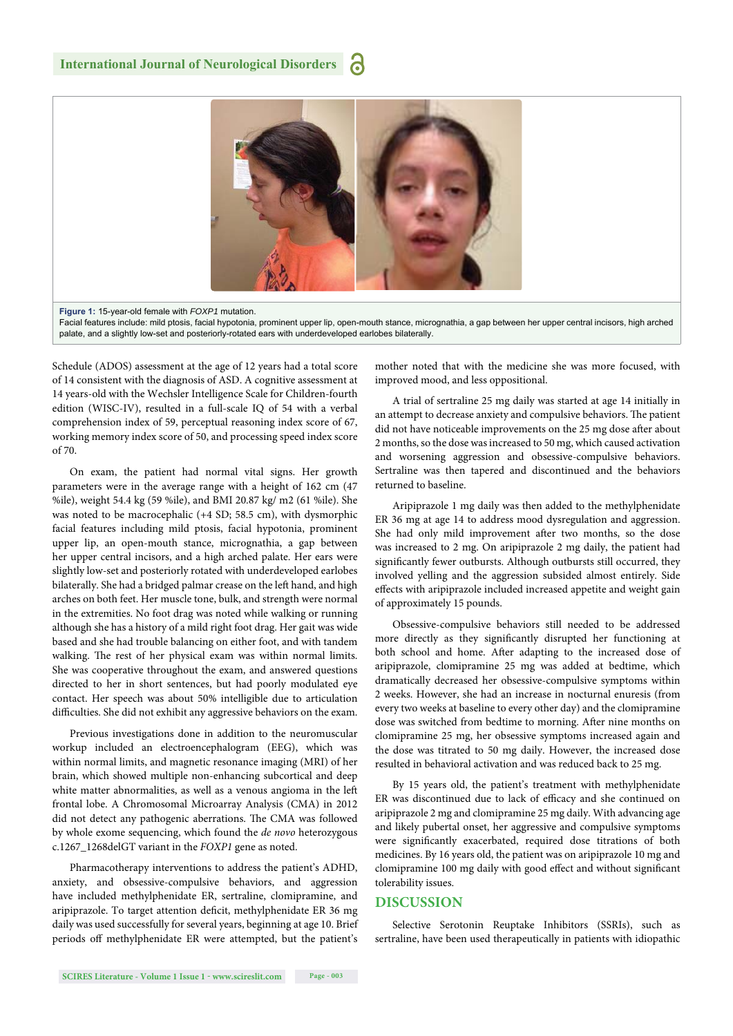**Figure 1:** 15-year-old female with *FOXP1* mutation.
Facial features include: mild ptosis, facial hypotonia, prominent upper lip, open-mouth stance, micrognathia, a gap between her upper central incisors, high arched palate, and a slightly low-set and posteriorly-rotated ears with underdeveloped earlobes bilaterally.

Schedule (ADOS) assessment at the age of 12 years had a total score of 14 consistent with the diagnosis of ASD. A cognitive assessment at 14 years-old with the Wechsler Intelligence Scale for Children-fourth edition (WISC-IV), resulted in a full-scale IQ of 54 with a verbal comprehension index of 59, perceptual reasoning index score of 67, working memory index score of 50, and processing speed index score of 70.

On exam, the patient had normal vital signs. Her growth parameters were in the average range with a height of 162 cm (47 %ile), weight 54.4 kg (59 %ile), and BMI 20.87 kg/ m2 (61 %ile). She was noted to be macrocephalic (+4 SD; 58.5 cm), with dysmorphic facial features including mild ptosis, facial hypotonia, prominent upper lip, an open-mouth stance, micrognathia, a gap between her upper central incisors, and a high arched palate. Her ears were slightly low-set and posteriorly rotated with underdeveloped earlobes bilaterally. She had a bridged palmar crease on the left hand, and high arches on both feet. Her muscle tone, bulk, and strength were normal in the extremities. No foot drag was noted while walking or running although she has a history of a mild right foot drag. Her gait was wide based and she had trouble balancing on either foot, and with tandem walking. The rest of her physical exam was within normal limits. She was cooperative throughout the exam, and answered questions directed to her in short sentences, but had poorly modulated eye contact. Her speech was about 50% intelligible due to articulation difficulties. She did not exhibit any aggressive behaviors on the exam.

Previous investigations done in addition to the neuromuscular workup included an electroencephalogram (EEG), which was within normal limits, and magnetic resonance imaging (MRI) of her brain, which showed multiple non-enhancing subcortical and deep white matter abnormalities, as well as a venous angioma in the left frontal lobe. A Chromosomal Microarray Analysis (CMA) in 2012 did not detect any pathogenic aberrations. The CMA was followed by whole exome sequencing, which found the *de novo* heterozygous c.1267_1268delGT variant in the *FOXP1* gene as noted.

Pharmacotherapy interventions to address the patient's ADHD, anxiety, and obsessive-compulsive behaviors, and aggression have included methylphenidate ER, sertraline, clomipramine, and aripiprazole. To target attention deficit, methylphenidate ER 36 mg daily was used successfully for several years, beginning at age 10. Brief periods off methylphenidate ER were attempted, but the patient's mother noted that with the medicine she was more focused, with improved mood, and less oppositional.

A trial of sertraline 25 mg daily was started at age 14 initially in an attempt to decrease anxiety and compulsive behaviors. The patient did not have noticeable improvements on the 25 mg dose after about 2 months, so the dose was increased to 50 mg, which caused activation and worsening aggression and obsessive-compulsive behaviors. Sertraline was then tapered and discontinued and the behaviors returned to baseline.

Aripiprazole 1 mg daily was then added to the methylphenidate ER 36 mg at age 14 to address mood dysregulation and aggression. She had only mild improvement after two months, so the dose was increased to 2 mg. On aripiprazole 2 mg daily, the patient had significantly fewer outbursts. Although outbursts still occurred, they involved yelling and the aggression subsided almost entirely. Side effects with aripiprazole included increased appetite and weight gain of approximately 15 pounds.

Obsessive-compulsive behaviors still needed to be addressed more directly as they significantly disrupted her functioning at both school and home. After adapting to the increased dose of aripiprazole, clomipramine 25 mg was added at bedtime, which dramatically decreased her obsessive-compulsive symptoms within 2 weeks. However, she had an increase in nocturnal enuresis (from every two weeks at baseline to every other day) and the clomipramine dose was switched from bedtime to morning. After nine months on clomipramine 25 mg, her obsessive symptoms increased again and the dose was titrated to 50 mg daily. However, the increased dose resulted in behavioral activation and was reduced back to 25 mg.

By 15 years old, the patient's treatment with methylphenidate ER was discontinued due to lack of efficacy and she continued on aripiprazole 2 mg and clomipramine 25 mg daily. With advancing age and likely pubertal onset, her aggressive and compulsive symptoms were significantly exacerbated, required dose titrations of both medicines. By 16 years old, the patient was on aripiprazole 10 mg and clomipramine 100 mg daily with good effect and without significant tolerability issues.

## DISCUSSION

Selective Serotonin Reuptake Inhibitors (SSRIs), such as sertraline, have been used therapeutically in patients with idiopathic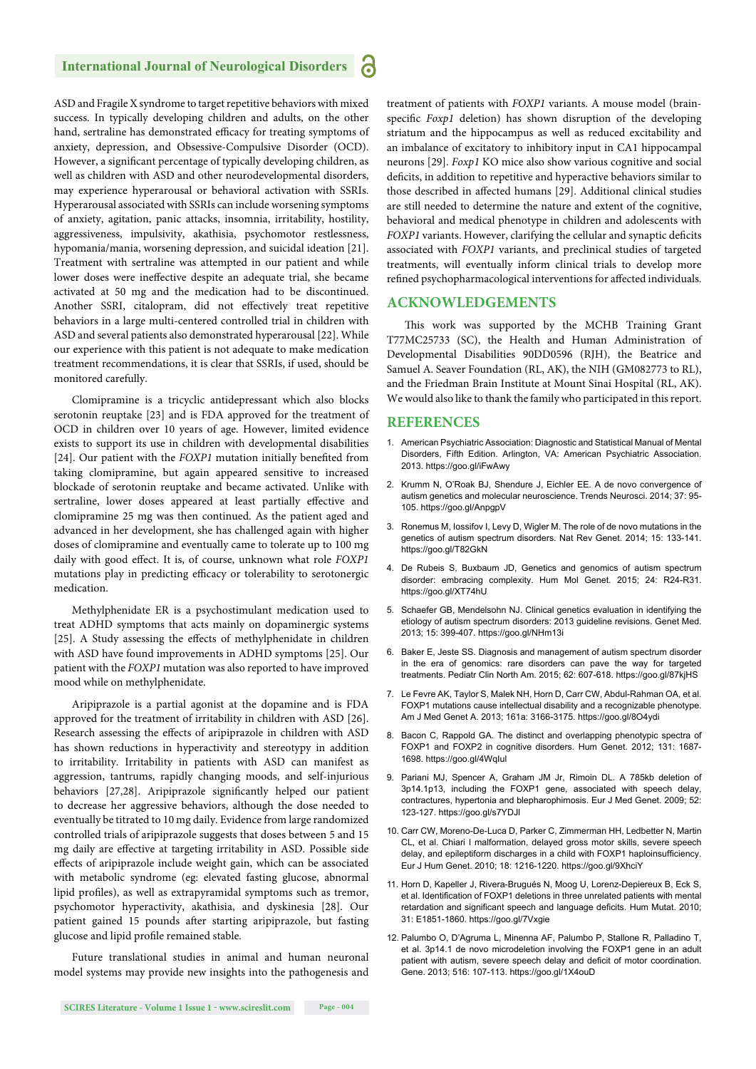ASD and Fragile X syndrome to target repetitive behaviors with mixed success. In typically developing children and adults, on the other hand, sertraline has demonstrated efficacy for treating symptoms of anxiety, depression, and Obsessive-Compulsive Disorder (OCD). However, a significant percentage of typically developing children, as well as children with ASD and other neurodevelopmental disorders, may experience hyperarousal or behavioral activation with SSRIs. Hyperarousal associated with SSRIs can include worsening symptoms of anxiety, agitation, panic attacks, insomnia, irritability, hostility, aggressiveness, impulsivity, akathisia, psychomotor restlessness, hypomania/mania, worsening depression, and suicidal ideation [21]. Treatment with sertraline was attempted in our patient and while lower doses were ineffective despite an adequate trial, she became activated at 50 mg and the medication had to be discontinued. Another SSRI, citalopram, did not effectively treat repetitive behaviors in a large multi-centered controlled trial in children with ASD and several patients also demonstrated hyperarousal [22]. While our experience with this patient is not adequate to make medication treatment recommendations, it is clear that SSRIs, if used, should be monitored carefully.

Clomipramine is a tricyclic antidepressant which also blocks serotonin reuptake [23] and is FDA approved for the treatment of OCD in children over 10 years of age. However, limited evidence exists to support its use in children with developmental disabilities [24]. Our patient with the *FOXP1* mutation initially benefited from taking clomipramine, but again appeared sensitive to increased blockade of serotonin reuptake and became activated. Unlike with sertraline, lower doses appeared at least partially effective and clomipramine 25 mg was then continued. As the patient aged and advanced in her development, she has challenged again with higher doses of clomipramine and eventually came to tolerate up to 100 mg daily with good effect. It is, of course, unknown what role *FOXP1* mutations play in predicting efficacy or tolerability to serotonergic medication.

Methylphenidate ER is a psychostimulant medication used to treat ADHD symptoms that acts mainly on dopaminergic systems [25]. A Study assessing the effects of methylphenidate in children with ASD have found improvements in ADHD symptoms [25]. Our patient with the *FOXP1* mutation was also reported to have improved mood while on methylphenidate.

Aripiprazole is a partial agonist at the dopamine and is FDA approved for the treatment of irritability in children with ASD [26]. Research assessing the effects of aripiprazole in children with ASD has shown reductions in hyperactivity and stereotypy in addition to irritability. Irritability in patients with ASD can manifest as aggression, tantrums, rapidly changing moods, and self-injurious behaviors [27,28]. Aripiprazole significantly helped our patient to decrease her aggressive behaviors, although the dose needed to eventually be titrated to 10 mg daily. Evidence from large randomized controlled trials of aripiprazole suggests that doses between 5 and 15 mg daily are effective at targeting irritability in ASD. Possible side effects of aripiprazole include weight gain, which can be associated with metabolic syndrome (eg: elevated fasting glucose, abnormal lipid profiles), as well as extrapyramidal symptoms such as tremor, psychomotor hyperactivity, akathisia, and dyskinesia [28]. Our patient gained 15 pounds after starting aripiprazole, but fasting glucose and lipid profile remained stable.

Future translational studies in animal and human neuronal model systems may provide new insights into the pathogenesis and treatment of patients with *FOXP1* variants. A mouse model (brain-specific *Foxp1* deletion) has shown disruption of the developing striatum and the hippocampus as well as reduced excitability and an imbalance of excitatory to inhibitory input in CA1 hippocampal neurons [29]. *Foxp1* KO mice also show various cognitive and social deficits, in addition to repetitive and hyperactive behaviors similar to those described in affected humans [29]. Additional clinical studies are still needed to determine the nature and extent of the cognitive, behavioral and medical phenotype in children and adolescents with *FOXP1* variants. However, clarifying the cellular and synaptic deficits associated with *FOXP1* variants, and preclinical studies of targeted treatments, will eventually inform clinical trials to develop more refined psychopharmacological interventions for affected individuals.

## ACKNOWLEDGEMENTS

This work was supported by the MCHB Training Grant T77MC25733 (SC), the Health and Human Administration of Developmental Disabilities 90DD0596 (RJH), the Beatrice and Samuel A. Seaver Foundation (RL, AK), the NIH (GM082773 to RL), and the Friedman Brain Institute at Mount Sinai Hospital (RL, AK). We would also like to thank the family who participated in this report.

## REFERENCES

1. American Psychiatric Association: Diagnostic and Statistical Manual of Mental Disorders, Fifth Edition. Arlington, VA: American Psychiatric Association. 2013. https://goo.gl/iFwAwy
2. Krumm N, O'Roak BJ, Shendure J, Eichler EE. A de novo convergence of autism genetics and molecular neuroscience. Trends Neurosci. 2014; 37: 95-105. https://goo.gl/AnpgpV
3. Ronemus M, Iossifov I, Levy D, Wigler M. The role of de novo mutations in the genetics of autism spectrum disorders. Nat Rev Genet. 2014; 15: 133-141. https://goo.gl/T82GkN
4. De Rubeis S, Buxbaum JD, Genetics and genomics of autism spectrum disorder: embracing complexity. Hum Mol Genet. 2015; 24: R24-R31. https://goo.gl/XT74hU
5. Schaefer GB, Mendelsohn NJ. Clinical genetics evaluation in identifying the etiology of autism spectrum disorders: 2013 guideline revisions. Genet Med. 2013; 15: 399-407. https://goo.gl/NHm13i
6. Baker E, Jeste SS. Diagnosis and management of autism spectrum disorder in the era of genomics: rare disorders can pave the way for targeted treatments. Pediatr Clin North Am. 2015; 62: 607-618. https://goo.gl/87kjHS
7. Le Fevre AK, Taylor S, Malek NH, Horn D, Carr CW, Abdul-Rahman OA, et al. FOXP1 mutations cause intellectual disability and a recognizable phenotype. Am J Med Genet A. 2013; 161a: 3166-3175. https://goo.gl/8O4ydi
8. Bacon C, Rappold GA. The distinct and overlapping phenotypic spectra of FOXP1 and FOXP2 in cognitive disorders. Hum Genet. 2012; 131: 1687-1698. https://goo.gl/4WqIul
9. Pariani MJ, Spencer A, Graham JM Jr, Rimoin DL. A 785kb deletion of 3p14.1p13, including the FOXP1 gene, associated with speech delay, contractures, hypertonia and blepharophimosis. Eur J Med Genet. 2009; 52: 123-127. https://goo.gl/s7YDJl
10. Carr CW, Moreno-De-Luca D, Parker C, Zimmerman HH, Ledbetter N, Martin CL, et al. Chiari I malformation, delayed gross motor skills, severe speech delay, and epileptiform discharges in a child with FOXP1 haploinsufficiency. Eur J Hum Genet. 2010; 18: 1216-1220. https://goo.gl/9XhciY
11. Horn D, Kapeller J, Rivera-Brugués N, Moog U, Lorenz-Depiereux B, Eck S, et al. Identification of FOXP1 deletions in three unrelated patients with mental retardation and significant speech and language deficits. Hum Mutat. 2010; 31: E1851-1860. https://goo.gl/7Vxgie
12. Palumbo O, D'Agruma L, Minenna AF, Palumbo P, Stallone R, Palladino T, et al. 3p14.1 de novo microdeletion involving the FOXP1 gene in an adult patient with autism, severe speech delay and deficit of motor coordination. Gene. 2013; 516: 107-113. https://goo.gl/1X4ouD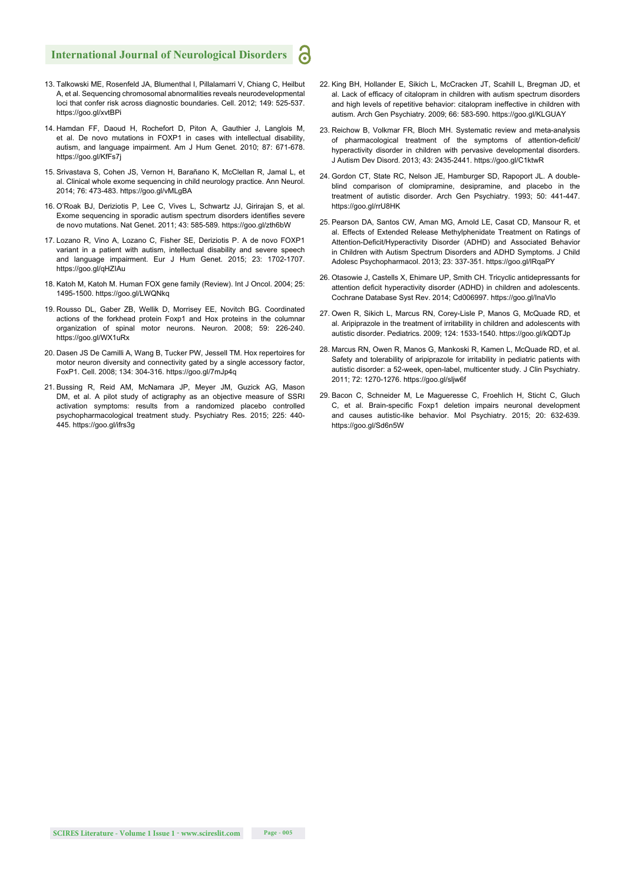13. Talkowski ME, Rosenfeld JA, Blumenthal I, Pillalamarri V, Chiang C, Heilbut A, et al. Sequencing chromosomal abnormalities reveals neurodevelopmental loci that confer risk across diagnostic boundaries. Cell. 2012; 149: 525-537. https://goo.gl/xvtBPi

14. Hamdan FF, Daoud H, Rochefort D, Piton A, Gauthier J, Langlois M, et al. De novo mutations in FOXP1 in cases with intellectual disability, autism, and language impairment. Am J Hum Genet. 2010; 87: 671-678. https://goo.gl/KfFs7j

15. Srivastava S, Cohen JS, Vernon H, Barañano K, McClellan R, Jamal L, et al. Clinical whole exome sequencing in child neurology practice. Ann Neurol. 2014; 76: 473-483. https://goo.gl/vMLgBA

16. O'Roak BJ, Deriziotis P, Lee C, Vives L, Schwartz JJ, Girirajan S, et al. Exome sequencing in sporadic autism spectrum disorders identifies severe de novo mutations. Nat Genet. 2011; 43: 585-589. https://goo.gl/zth6bW

17. Lozano R, Vino A, Lozano C, Fisher SE, Deriziotis P. A de novo FOXP1 variant in a patient with autism, intellectual disability and severe speech and language impairment. Eur J Hum Genet. 2015; 23: 1702-1707. https://goo.gl/qHZIAu

18. Katoh M, Katoh M. Human FOX gene family (Review). Int J Oncol. 2004; 25: 1495-1500. https://goo.gl/LWQNkq

19. Rousso DL, Gaber ZB, Wellik D, Morrisey EE, Novitch BG. Coordinated actions of the forkhead protein Foxp1 and Hox proteins in the columnar organization of spinal motor neurons. Neuron. 2008; 59: 226-240. https://goo.gl/WX1uRx

20. Dasen JS De Camilli A, Wang B, Tucker PW, Jessell TM. Hox repertoires for motor neuron diversity and connectivity gated by a single accessory factor, FoxP1. Cell. 2008; 134: 304-316. https://goo.gl/7mJp4q

21. Bussing R, Reid AM, McNamara JP, Meyer JM, Guzick AG, Mason DM, et al. A pilot study of actigraphy as an objective measure of SSRI activation symptoms: results from a randomized placebo controlled psychopharmacological treatment study. Psychiatry Res. 2015; 225: 440-445. https://goo.gl/ifrs3g

22. King BH, Hollander E, Sikich L, McCracken JT, Scahill L, Bregman JD, et al. Lack of efficacy of citalopram in children with autism spectrum disorders and high levels of repetitive behavior: citalopram ineffective in children with autism. Arch Gen Psychiatry. 2009; 66: 583-590. https://goo.gl/KLGUAY

23. Reichow B, Volkmar FR, Bloch MH. Systematic review and meta-analysis of pharmacological treatment of the symptoms of attention-deficit/hyperactivity disorder in children with pervasive developmental disorders. J Autism Dev Disord. 2013; 43: 2435-2441. https://goo.gl/C1ktwR

24. Gordon CT, State RC, Nelson JE, Hamburger SD, Rapoport JL. A double-blind comparison of clomipramine, desipramine, and placebo in the treatment of autistic disorder. Arch Gen Psychiatry. 1993; 50: 441-447. https://goo.gl/rrU8HK

25. Pearson DA, Santos CW, Aman MG, Arnold LE, Casat CD, Mansour R, et al. Effects of Extended Release Methylphenidate Treatment on Ratings of Attention-Deficit/Hyperactivity Disorder (ADHD) and Associated Behavior in Children with Autism Spectrum Disorders and ADHD Symptoms. J Child Adolesc Psychopharmacol. 2013; 23: 337-351. https://goo.gl/lRqaPY

26. Otasowie J, Castells X, Ehimare UP, Smith CH. Tricyclic antidepressants for attention deficit hyperactivity disorder (ADHD) in children and adolescents. Cochrane Database Syst Rev. 2014; Cd006997. https://goo.gl/InaVlo

27. Owen R, Sikich L, Marcus RN, Corey-Lisle P, Manos G, McQuade RD, et al. Aripiprazole in the treatment of irritability in children and adolescents with autistic disorder. Pediatrics. 2009; 124: 1533-1540. https://goo.gl/kQDTJp

28. Marcus RN, Owen R, Manos G, Mankoski R, Kamen L, McQuade RD, et al. Safety and tolerability of aripiprazole for irritability in pediatric patients with autistic disorder: a 52-week, open-label, multicenter study. J Clin Psychiatry. 2011; 72: 1270-1276. https://goo.gl/sljw6f

29. Bacon C, Schneider M, Le Magueresse C, Froehlich H, Sticht C, Gluch C, et al. Brain-specific Foxp1 deletion impairs neuronal development and causes autistic-like behavior. Mol Psychiatry. 2015; 20: 632-639. https://goo.gl/Sd6n5W